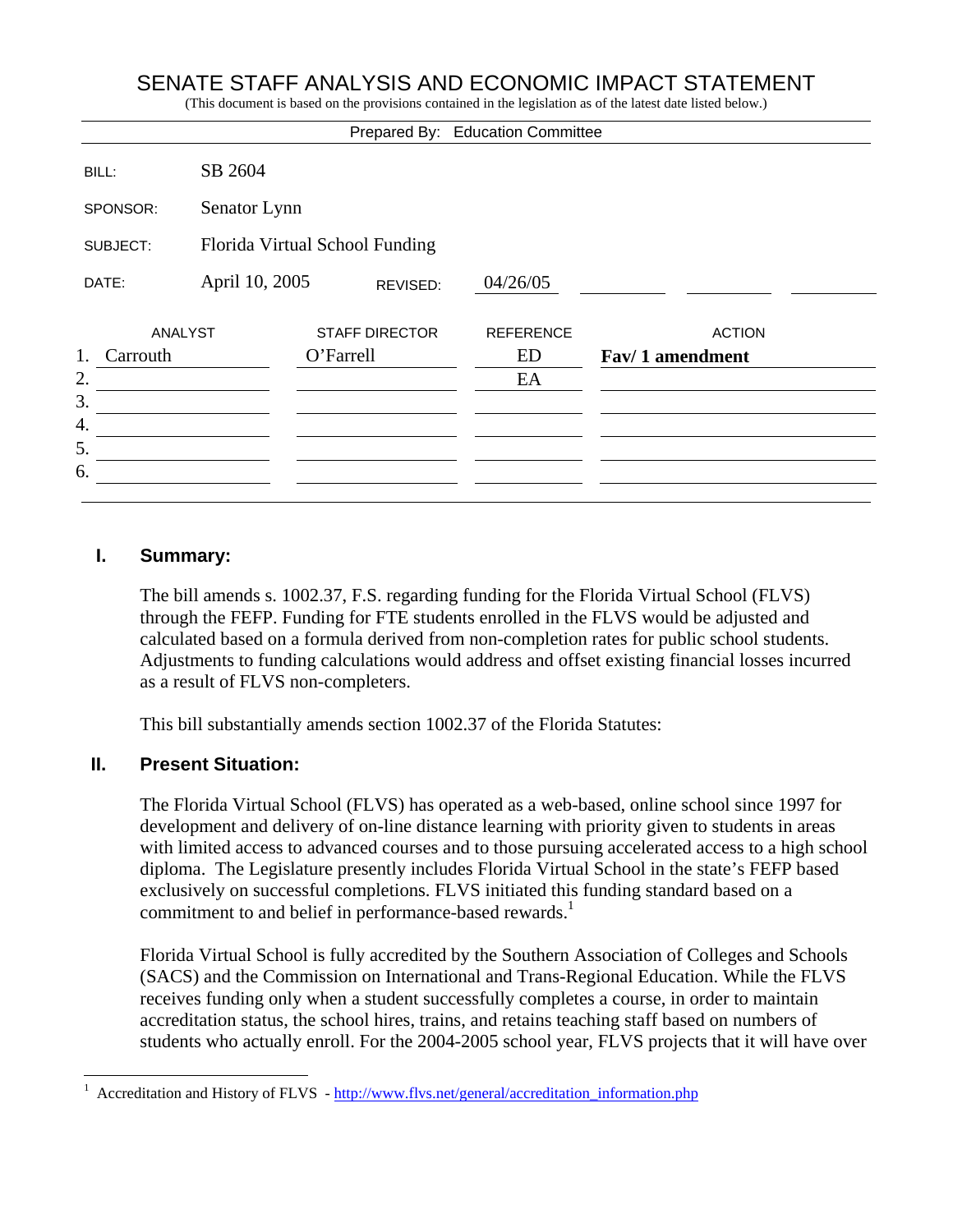# SENATE STAFF ANALYSIS AND ECONOMIC IMPACT STATEMENT

(This document is based on the provisions contained in the legislation as of the latest date listed below.)

Prepared By: Education Committee

| | | | |
|---|---|---|---|
| BILL: | SB 2604 | | |
| SPONSOR: | Senator Lynn | | |
| SUBJECT: | Florida Virtual School Funding | | |
| DATE: | April 10, 2005 | REVISED: | 04/26/05 |

| | ANALYST | STAFF DIRECTOR | REFERENCE | ACTION |
|---|---|---|---|---|
| 1. | Carrouth | O'Farrell | ED | **Fav/ 1 amendment** |
| 2. | | | EA | |
| 3. | | | | |
| 4. | | | | |
| 5. | | | | |
| 6. | | | | |

## I. Summary:

The bill amends s. 1002.37, F.S. regarding funding for the Florida Virtual School (FLVS) through the FEFP. Funding for FTE students enrolled in the FLVS would be adjusted and calculated based on a formula derived from non-completion rates for public school students. Adjustments to funding calculations would address and offset existing financial losses incurred as a result of FLVS non-completers.

This bill substantially amends section 1002.37 of the Florida Statutes:

## II. Present Situation:

The Florida Virtual School (FLVS) has operated as a web-based, online school since 1997 for development and delivery of on-line distance learning with priority given to students in areas with limited access to advanced courses and to those pursuing accelerated access to a high school diploma. The Legislature presently includes Florida Virtual School in the state's FEFP based exclusively on successful completions. FLVS initiated this funding standard based on a commitment to and belief in performance-based rewards.[1]

Florida Virtual School is fully accredited by the Southern Association of Colleges and Schools (SACS) and the Commission on International and Trans-Regional Education. While the FLVS receives funding only when a student successfully completes a course, in order to maintain accreditation status, the school hires, trains, and retains teaching staff based on numbers of students who actually enroll. For the 2004-2005 school year, FLVS projects that it will have over

[1] Accreditation and History of FLVS - http://www.flvs.net/general/accreditation_information.php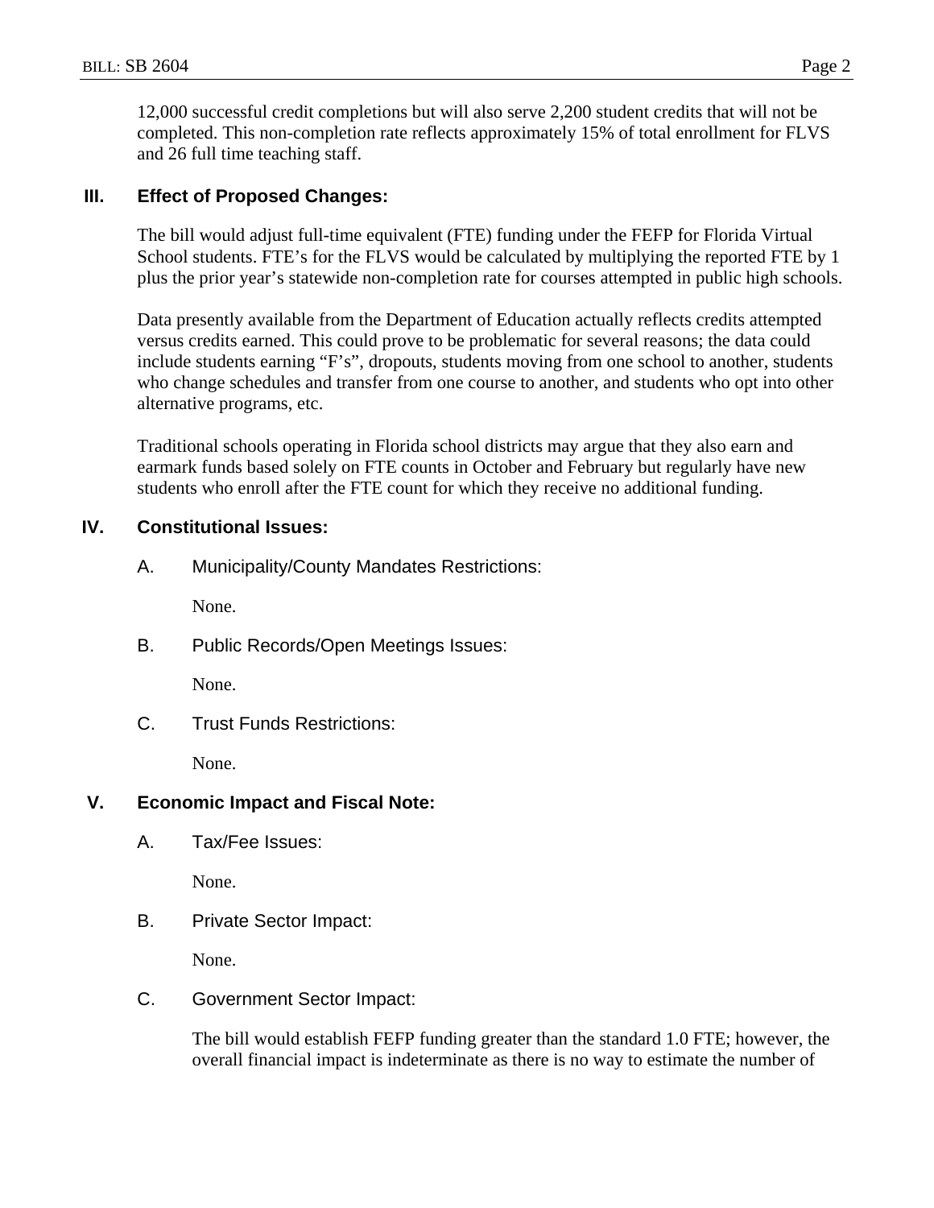12,000 successful credit completions but will also serve 2,200 student credits that will not be completed. This non-completion rate reflects approximately 15% of total enrollment for FLVS and 26 full time teaching staff.

## III. Effect of Proposed Changes:

The bill would adjust full-time equivalent (FTE) funding under the FEFP for Florida Virtual School students. FTE's for the FLVS would be calculated by multiplying the reported FTE by 1 plus the prior year's statewide non-completion rate for courses attempted in public high schools.

Data presently available from the Department of Education actually reflects credits attempted versus credits earned. This could prove to be problematic for several reasons; the data could include students earning "F's", dropouts, students moving from one school to another, students who change schedules and transfer from one course to another, and students who opt into other alternative programs, etc.

Traditional schools operating in Florida school districts may argue that they also earn and earmark funds based solely on FTE counts in October and February but regularly have new students who enroll after the FTE count for which they receive no additional funding.

## IV. Constitutional Issues:

### A. Municipality/County Mandates Restrictions:

None.

### B. Public Records/Open Meetings Issues:

None.

### C. Trust Funds Restrictions:

None.

## V. Economic Impact and Fiscal Note:

### A. Tax/Fee Issues:

None.

### B. Private Sector Impact:

None.

### C. Government Sector Impact:

The bill would establish FEFP funding greater than the standard 1.0 FTE; however, the overall financial impact is indeterminate as there is no way to estimate the number of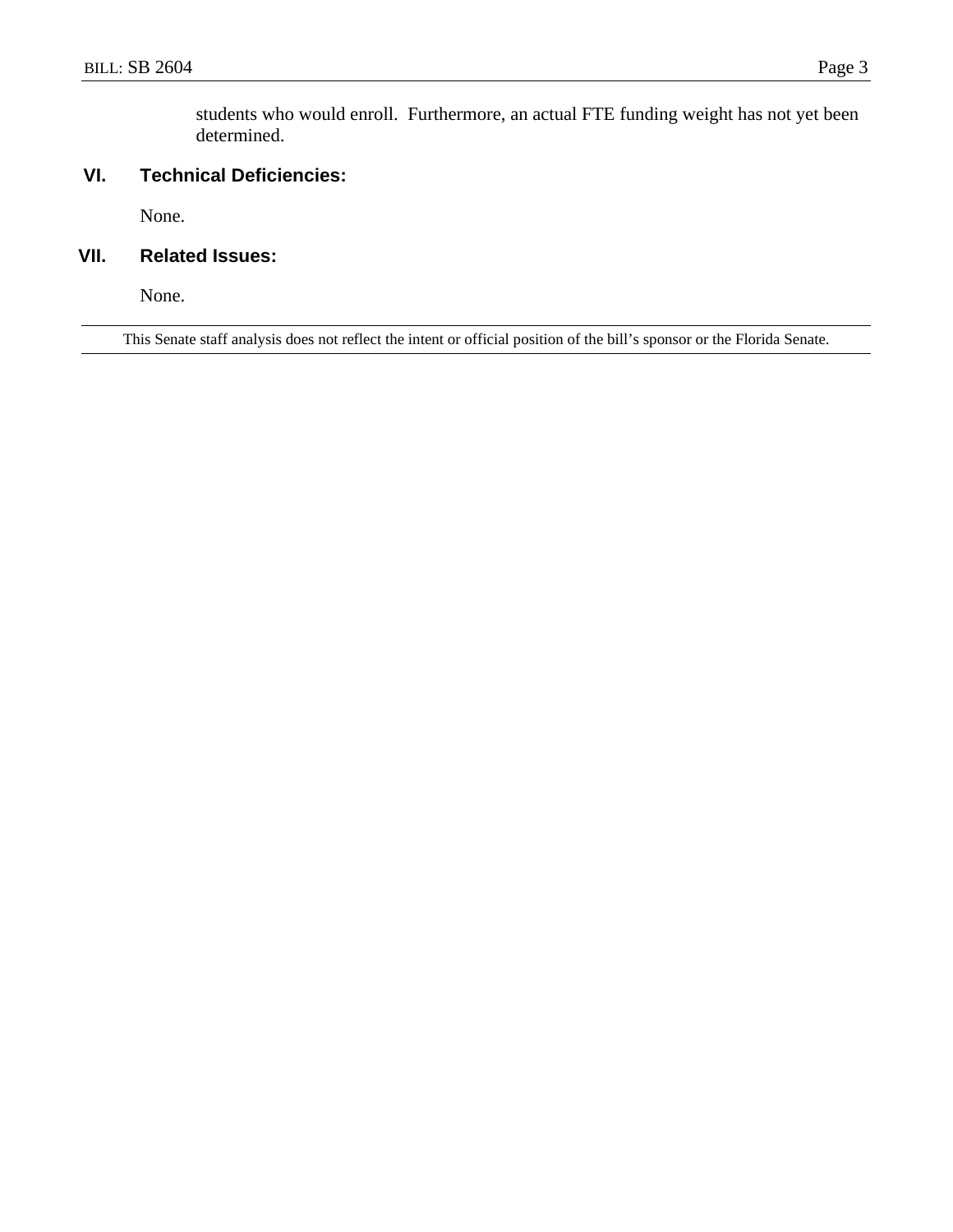students who would enroll. Furthermore, an actual FTE funding weight has not yet been determined.

## VI. Technical Deficiencies:

None.

## VII. Related Issues:

None.

---

This Senate staff analysis does not reflect the intent or official position of the bill's sponsor or the Florida Senate.

---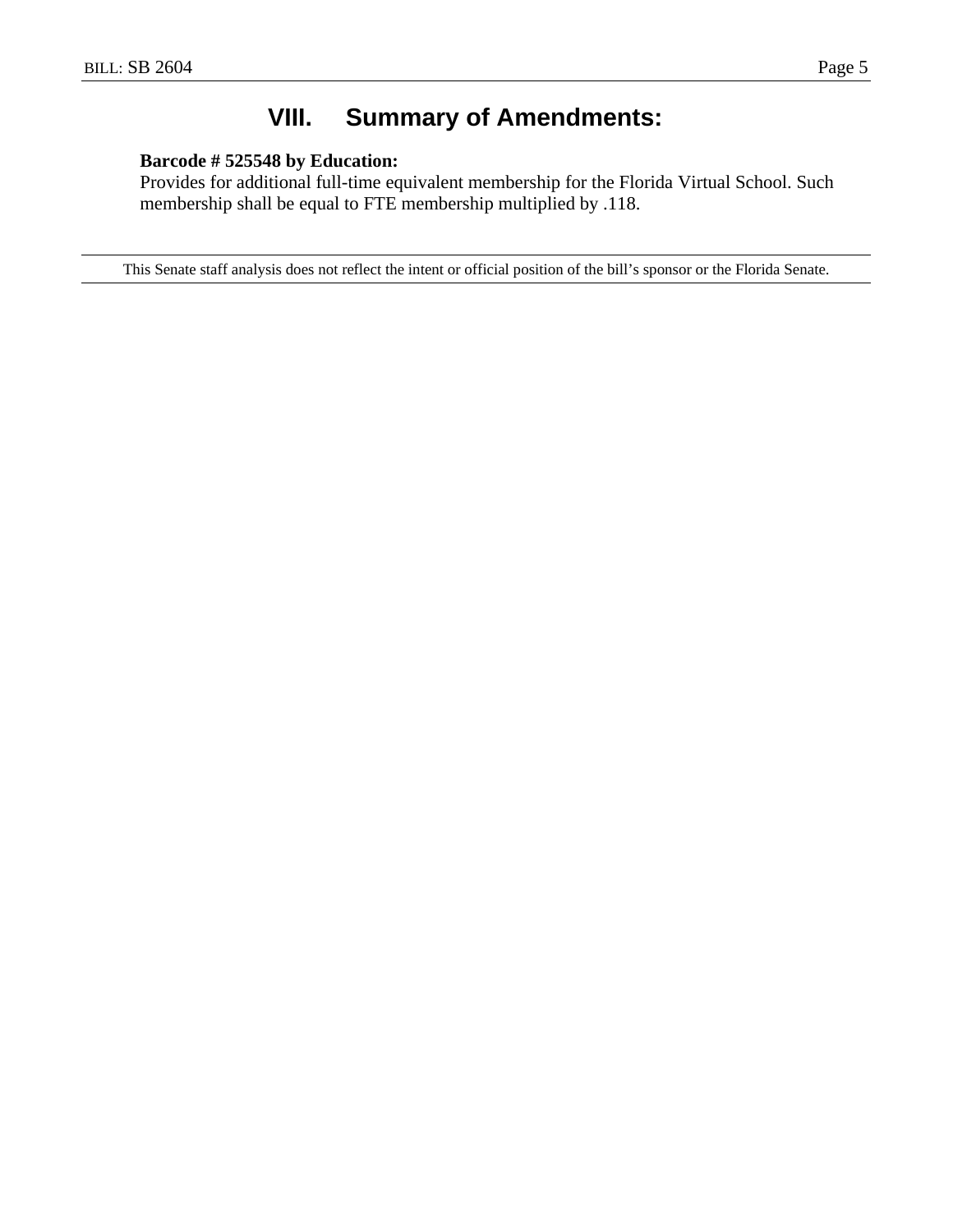## VIII. Summary of Amendments:

**Barcode # 525548 by Education:**
Provides for additional full-time equivalent membership for the Florida Virtual School. Such membership shall be equal to FTE membership multiplied by .118.

This Senate staff analysis does not reflect the intent or official position of the bill's sponsor or the Florida Senate.